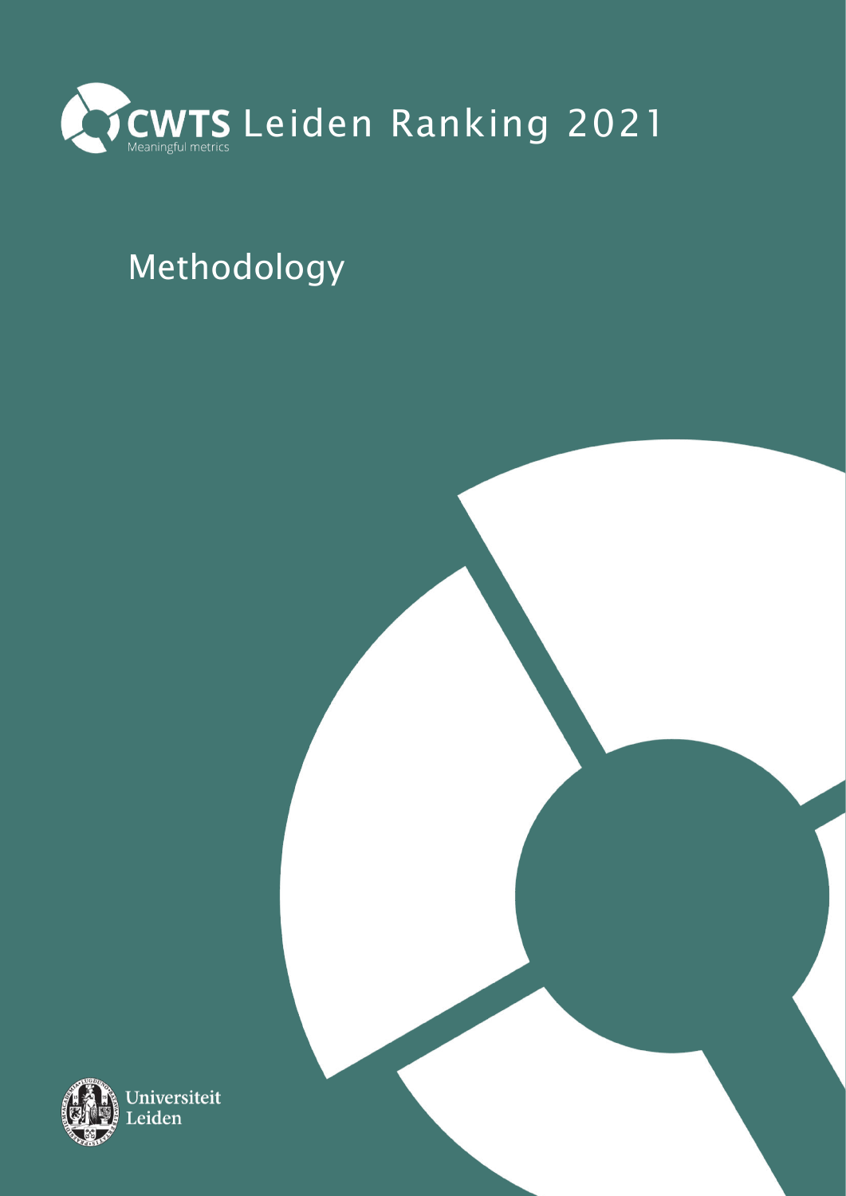# CWTS Leiden Ranking 2021

Meaningful metrics

## Methodology

Universiteit Leiden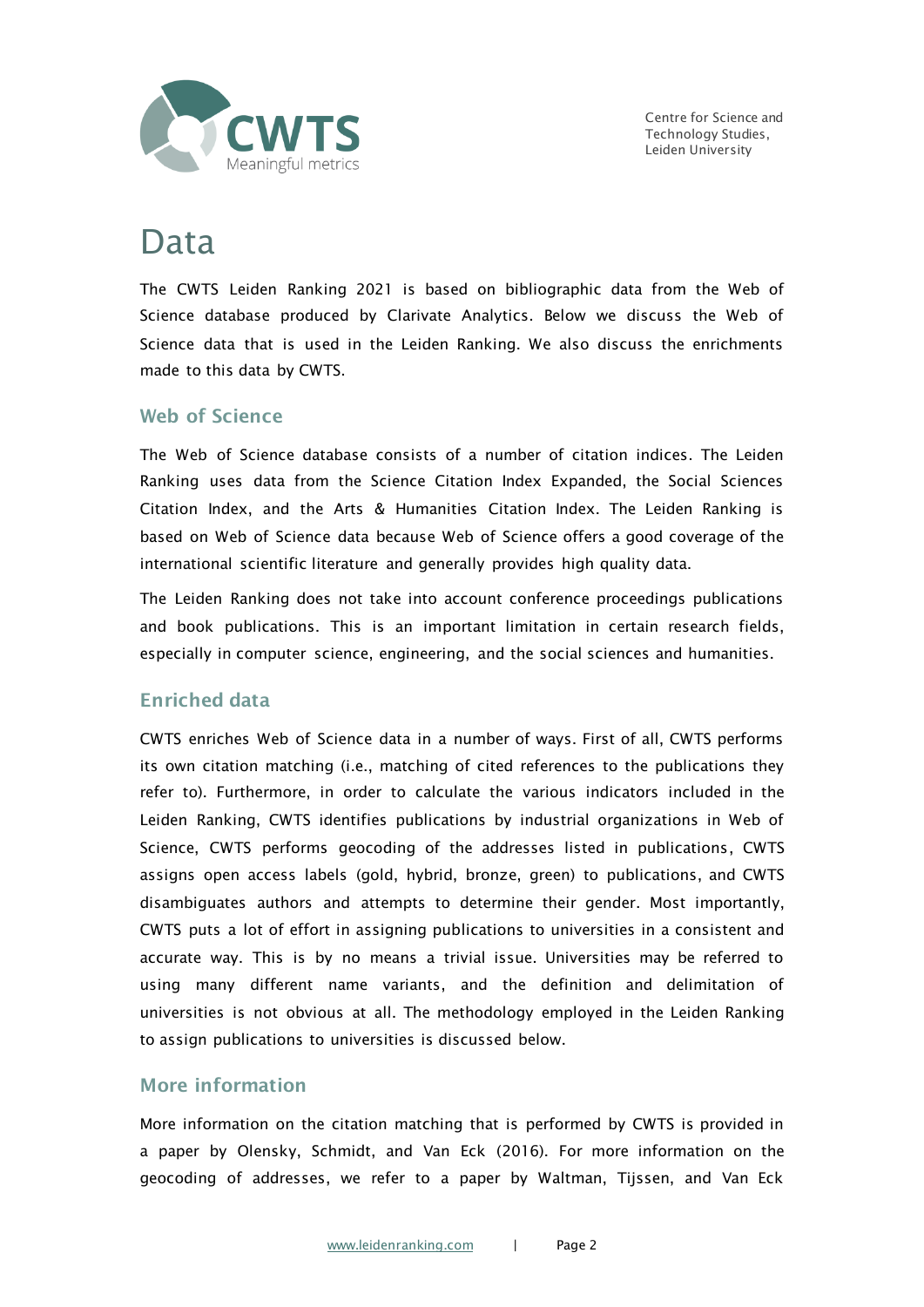# Data

The CWTS Leiden Ranking 2021 is based on bibliographic data from the Web of Science database produced by Clarivate Analytics. Below we discuss the Web of Science data that is used in the Leiden Ranking. We also discuss the enrichments made to this data by CWTS.

## Web of Science

The Web of Science database consists of a number of citation indices. The Leiden Ranking uses data from the Science Citation Index Expanded, the Social Sciences Citation Index, and the Arts & Humanities Citation Index. The Leiden Ranking is based on Web of Science data because Web of Science offers a good coverage of the international scientific literature and generally provides high quality data.

The Leiden Ranking does not take into account conference proceedings publications and book publications. This is an important limitation in certain research fields, especially in computer science, engineering, and the social sciences and humanities.

## Enriched data

CWTS enriches Web of Science data in a number of ways. First of all, CWTS performs its own citation matching (i.e., matching of cited references to the publications they refer to). Furthermore, in order to calculate the various indicators included in the Leiden Ranking, CWTS identifies publications by industrial organizations in Web of Science, CWTS performs geocoding of the addresses listed in publications, CWTS assigns open access labels (gold, hybrid, bronze, green) to publications, and CWTS disambiguates authors and attempts to determine their gender. Most importantly, CWTS puts a lot of effort in assigning publications to universities in a consistent and accurate way. This is by no means a trivial issue. Universities may be referred to using many different name variants, and the definition and delimitation of universities is not obvious at all. The methodology employed in the Leiden Ranking to assign publications to universities is discussed below.

## More information

More information on the citation matching that is performed by CWTS is provided in a paper by Olensky, Schmidt, and Van Eck (2016). For more information on the geocoding of addresses, we refer to a paper by Waltman, Tijssen, and Van Eck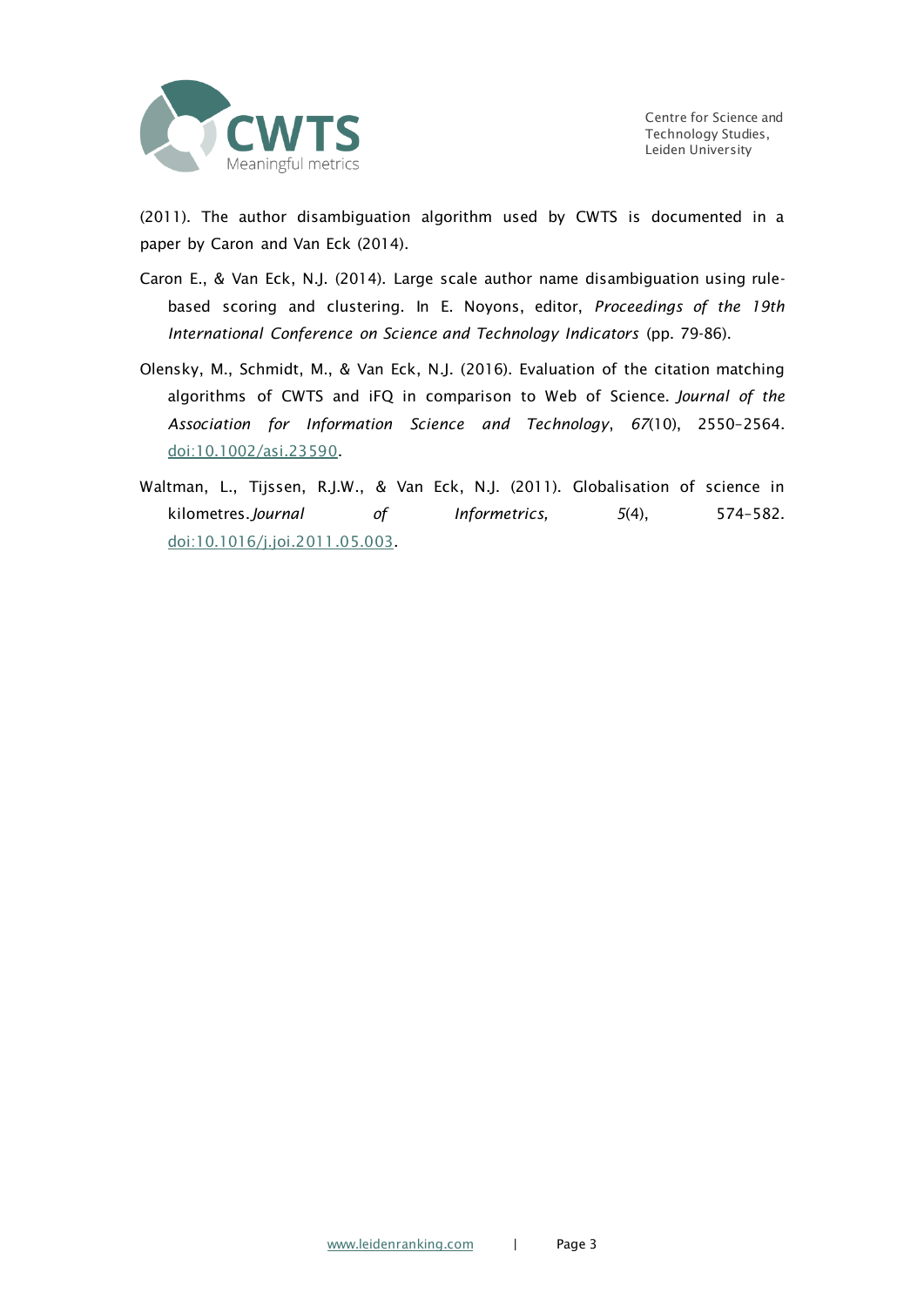(2011). The author disambiguation algorithm used by CWTS is documented in a paper by Caron and Van Eck (2014).

Caron E., & Van Eck, N.J. (2014). Large scale author name disambiguation using rule-based scoring and clustering. In E. Noyons, editor, *Proceedings of the 19th International Conference on Science and Technology Indicators* (pp. 79-86).

Olensky, M., Schmidt, M., & Van Eck, N.J. (2016). Evaluation of the citation matching algorithms of CWTS and iFQ in comparison to Web of Science. *Journal of the Association for Information Science and Technology*, *67*(10), 2550–2564. doi:10.1002/asi.23590.

Waltman, L., Tijssen, R.J.W., & Van Eck, N.J. (2011). Globalisation of science in kilometres. *Journal of Informetrics,* *5*(4), 574–582. doi:10.1016/j.joi.2011.05.003.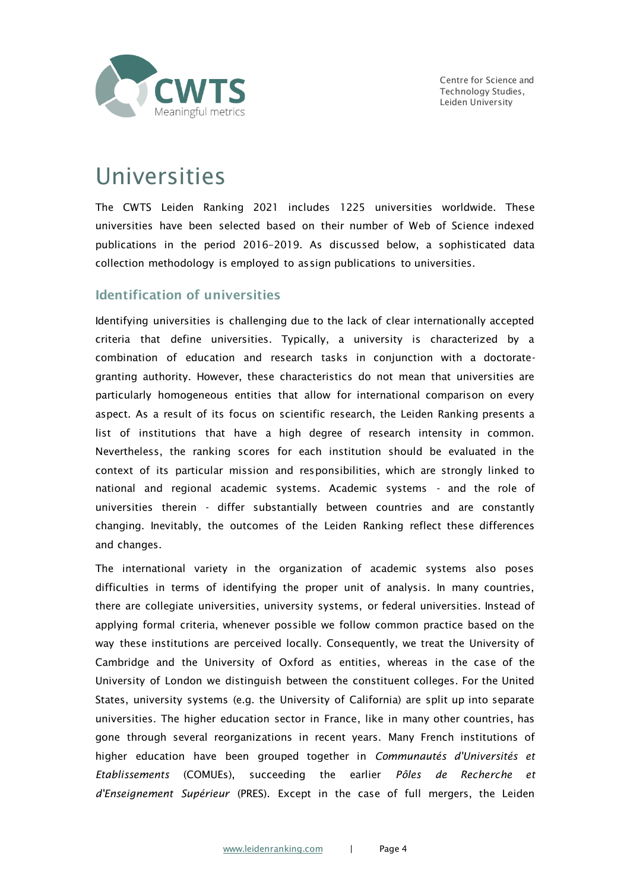# Universities

The CWTS Leiden Ranking 2021 includes 1225 universities worldwide. These universities have been selected based on their number of Web of Science indexed publications in the period 2016–2019. As discussed below, a sophisticated data collection methodology is employed to assign publications to universities.

## Identification of universities

Identifying universities is challenging due to the lack of clear internationally accepted criteria that define universities. Typically, a university is characterized by a combination of education and research tasks in conjunction with a doctorate-granting authority. However, these characteristics do not mean that universities are particularly homogeneous entities that allow for international comparison on every aspect. As a result of its focus on scientific research, the Leiden Ranking presents a list of institutions that have a high degree of research intensity in common. Nevertheless, the ranking scores for each institution should be evaluated in the context of its particular mission and responsibilities, which are strongly linked to national and regional academic systems. Academic systems - and the role of universities therein - differ substantially between countries and are constantly changing. Inevitably, the outcomes of the Leiden Ranking reflect these differences and changes.

The international variety in the organization of academic systems also poses difficulties in terms of identifying the proper unit of analysis. In many countries, there are collegiate universities, university systems, or federal universities. Instead of applying formal criteria, whenever possible we follow common practice based on the way these institutions are perceived locally. Consequently, we treat the University of Cambridge and the University of Oxford as entities, whereas in the case of the University of London we distinguish between the constituent colleges. For the United States, university systems (e.g. the University of California) are split up into separate universities. The higher education sector in France, like in many other countries, has gone through several reorganizations in recent years. Many French institutions of higher education have been grouped together in *Communautés d'Universités et Etablissements* (COMUEs), succeeding the earlier *Pôles de Recherche et d'Enseignement Supérieur* (PRES). Except in the case of full mergers, the Leiden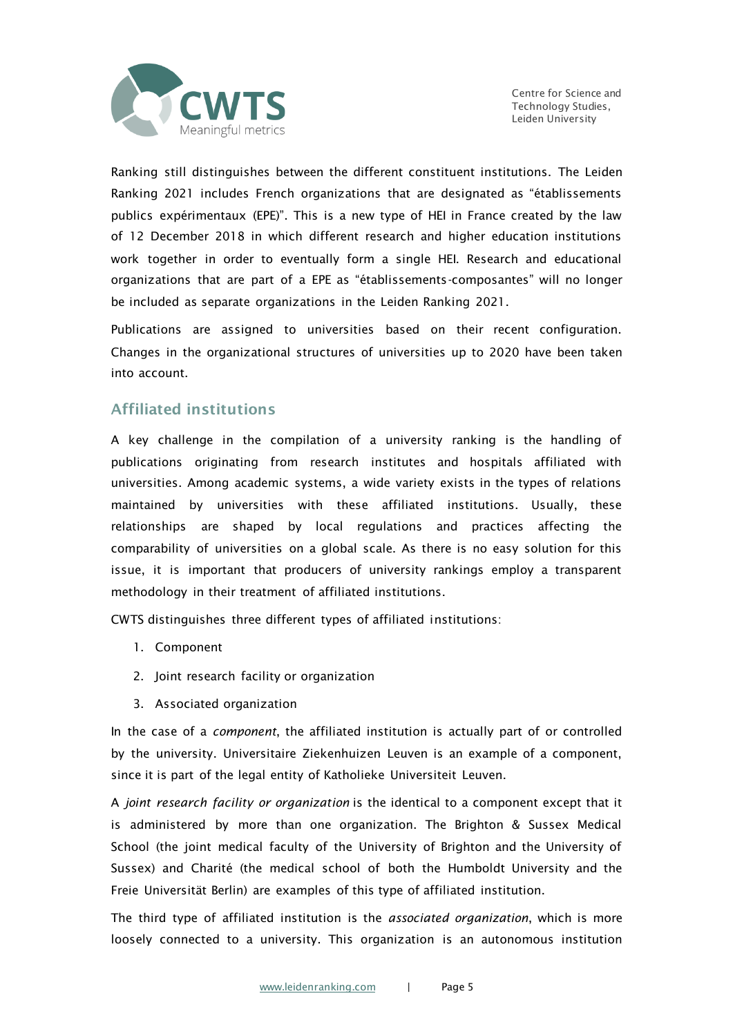Ranking still distinguishes between the different constituent institutions. The Leiden Ranking 2021 includes French organizations that are designated as "établissements publics expérimentaux (EPE)". This is a new type of HEI in France created by the law of 12 December 2018 in which different research and higher education institutions work together in order to eventually form a single HEI. Research and educational organizations that are part of a EPE as "établissements-composantes" will no longer be included as separate organizations in the Leiden Ranking 2021.

Publications are assigned to universities based on their recent configuration. Changes in the organizational structures of universities up to 2020 have been taken into account.

## Affiliated institutions

A key challenge in the compilation of a university ranking is the handling of publications originating from research institutes and hospitals affiliated with universities. Among academic systems, a wide variety exists in the types of relations maintained by universities with these affiliated institutions. Usually, these relationships are shaped by local regulations and practices affecting the comparability of universities on a global scale. As there is no easy solution for this issue, it is important that producers of university rankings employ a transparent methodology in their treatment of affiliated institutions.

CWTS distinguishes three different types of affiliated institutions:

1. Component
2. Joint research facility or organization
3. Associated organization

In the case of a *component*, the affiliated institution is actually part of or controlled by the university. Universitaire Ziekenhuizen Leuven is an example of a component, since it is part of the legal entity of Katholieke Universiteit Leuven.

A *joint research facility or organization* is the identical to a component except that it is administered by more than one organization. The Brighton & Sussex Medical School (the joint medical faculty of the University of Brighton and the University of Sussex) and Charité (the medical school of both the Humboldt University and the Freie Universität Berlin) are examples of this type of affiliated institution.

The third type of affiliated institution is the *associated organization*, which is more loosely connected to a university. This organization is an autonomous institution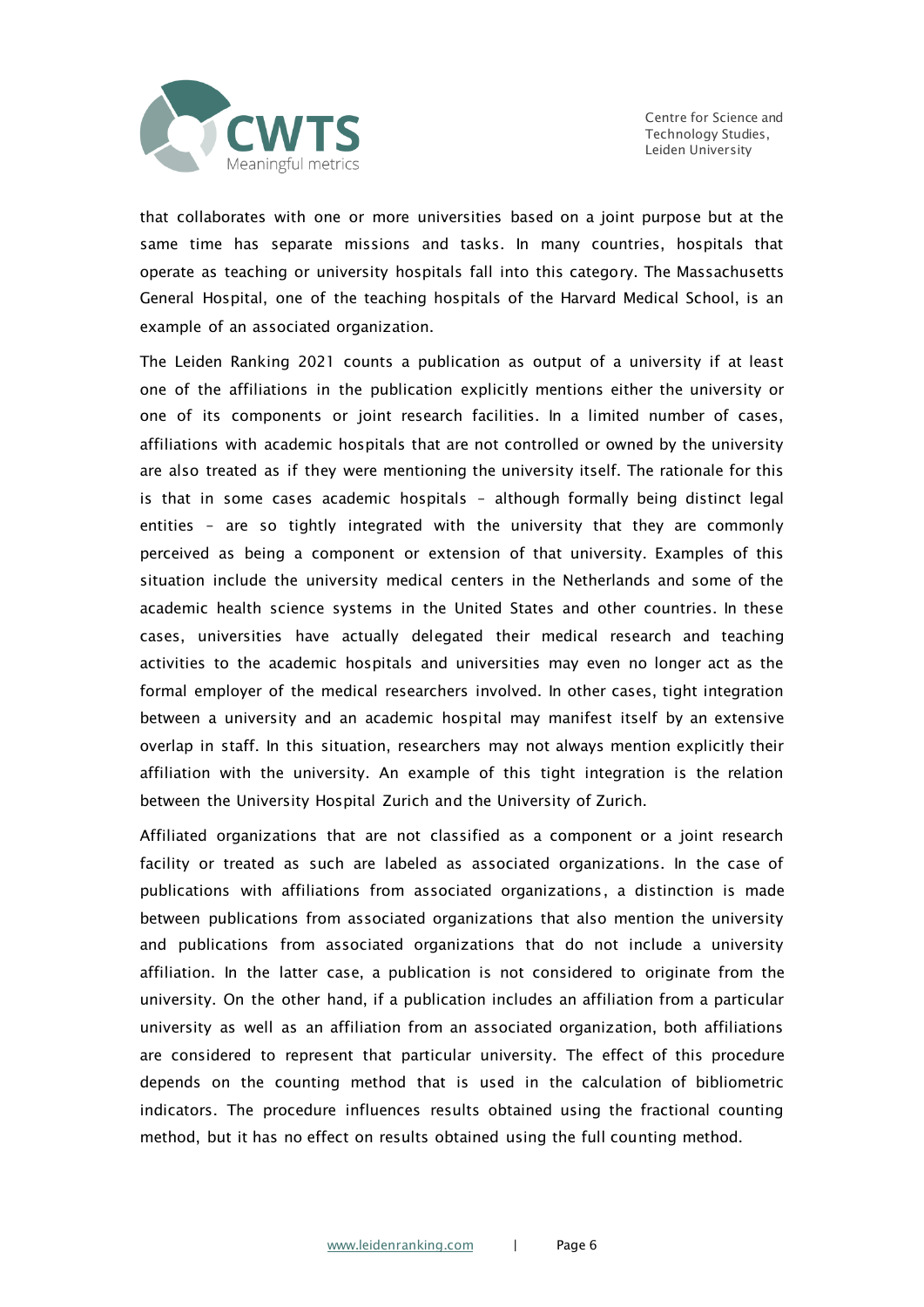that collaborates with one or more universities based on a joint purpose but at the same time has separate missions and tasks. In many countries, hospitals that operate as teaching or university hospitals fall into this category. The Massachusetts General Hospital, one of the teaching hospitals of the Harvard Medical School, is an example of an associated organization.

The Leiden Ranking 2021 counts a publication as output of a university if at least one of the affiliations in the publication explicitly mentions either the university or one of its components or joint research facilities. In a limited number of cases, affiliations with academic hospitals that are not controlled or owned by the university are also treated as if they were mentioning the university itself. The rationale for this is that in some cases academic hospitals – although formally being distinct legal entities – are so tightly integrated with the university that they are commonly perceived as being a component or extension of that university. Examples of this situation include the university medical centers in the Netherlands and some of the academic health science systems in the United States and other countries. In these cases, universities have actually delegated their medical research and teaching activities to the academic hospitals and universities may even no longer act as the formal employer of the medical researchers involved. In other cases, tight integration between a university and an academic hospital may manifest itself by an extensive overlap in staff. In this situation, researchers may not always mention explicitly their affiliation with the university. An example of this tight integration is the relation between the University Hospital Zurich and the University of Zurich.

Affiliated organizations that are not classified as a component or a joint research facility or treated as such are labeled as associated organizations. In the case of publications with affiliations from associated organizations, a distinction is made between publications from associated organizations that also mention the university and publications from associated organizations that do not include a university affiliation. In the latter case, a publication is not considered to originate from the university. On the other hand, if a publication includes an affiliation from a particular university as well as an affiliation from an associated organization, both affiliations are considered to represent that particular university. The effect of this procedure depends on the counting method that is used in the calculation of bibliometric indicators. The procedure influences results obtained using the fractional counting method, but it has no effect on results obtained using the full counting method.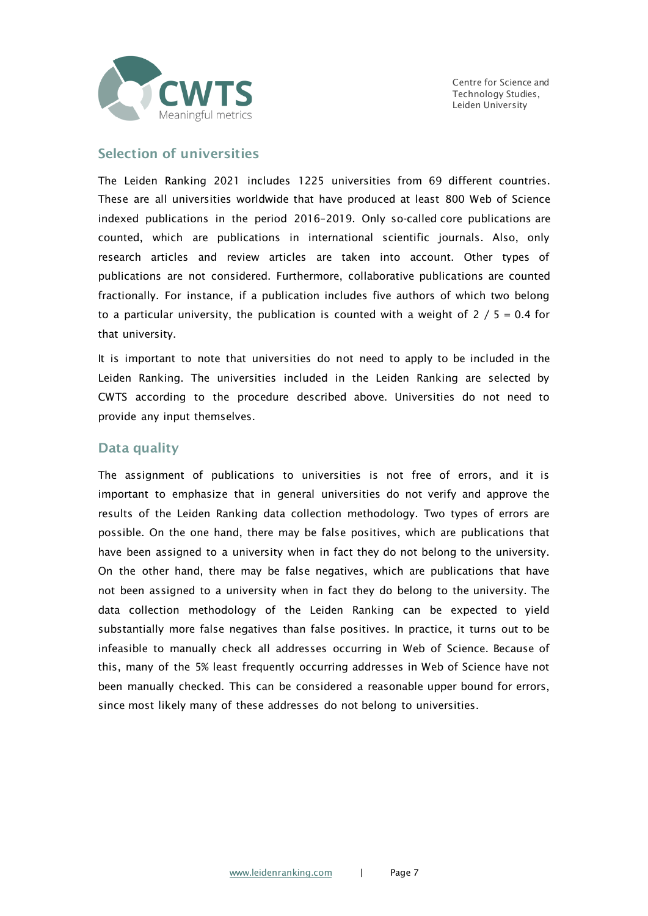## Selection of universities

The Leiden Ranking 2021 includes 1225 universities from 69 different countries. These are all universities worldwide that have produced at least 800 Web of Science indexed publications in the period 2016–2019. Only so-called core publications are counted, which are publications in international scientific journals. Also, only research articles and review articles are taken into account. Other types of publications are not considered. Furthermore, collaborative publications are counted fractionally. For instance, if a publication includes five authors of which two belong to a particular university, the publication is counted with a weight of 2 / 5 = 0.4 for that university.

It is important to note that universities do not need to apply to be included in the Leiden Ranking. The universities included in the Leiden Ranking are selected by CWTS according to the procedure described above. Universities do not need to provide any input themselves.

## Data quality

The assignment of publications to universities is not free of errors, and it is important to emphasize that in general universities do not verify and approve the results of the Leiden Ranking data collection methodology. Two types of errors are possible. On the one hand, there may be false positives, which are publications that have been assigned to a university when in fact they do not belong to the university. On the other hand, there may be false negatives, which are publications that have not been assigned to a university when in fact they do belong to the university. The data collection methodology of the Leiden Ranking can be expected to yield substantially more false negatives than false positives. In practice, it turns out to be infeasible to manually check all addresses occurring in Web of Science. Because of this, many of the 5% least frequently occurring addresses in Web of Science have not been manually checked. This can be considered a reasonable upper bound for errors, since most likely many of these addresses do not belong to universities.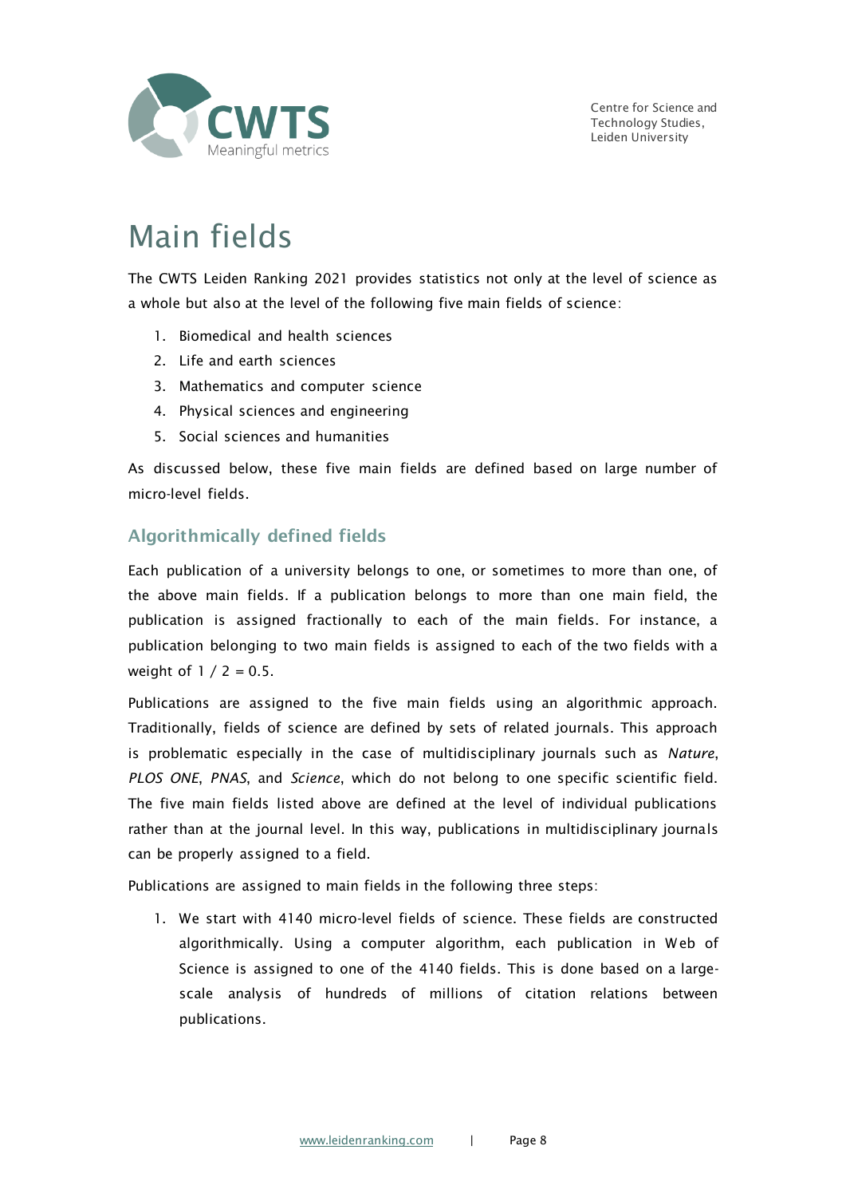# Main fields

The CWTS Leiden Ranking 2021 provides statistics not only at the level of science as a whole but also at the level of the following five main fields of science:

1. Biomedical and health sciences
2. Life and earth sciences
3. Mathematics and computer science
4. Physical sciences and engineering
5. Social sciences and humanities

As discussed below, these five main fields are defined based on large number of micro-level fields.

## Algorithmically defined fields

Each publication of a university belongs to one, or sometimes to more than one, of the above main fields. If a publication belongs to more than one main field, the publication is assigned fractionally to each of the main fields. For instance, a publication belonging to two main fields is assigned to each of the two fields with a weight of 1 / 2 = 0.5.

Publications are assigned to the five main fields using an algorithmic approach. Traditionally, fields of science are defined by sets of related journals. This approach is problematic especially in the case of multidisciplinary journals such as *Nature*, *PLOS ONE*, *PNAS*, and *Science*, which do not belong to one specific scientific field. The five main fields listed above are defined at the level of individual publications rather than at the journal level. In this way, publications in multidisciplinary journals can be properly assigned to a field.

Publications are assigned to main fields in the following three steps:

1. We start with 4140 micro-level fields of science. These fields are constructed algorithmically. Using a computer algorithm, each publication in Web of Science is assigned to one of the 4140 fields. This is done based on a large-scale analysis of hundreds of millions of citation relations between publications.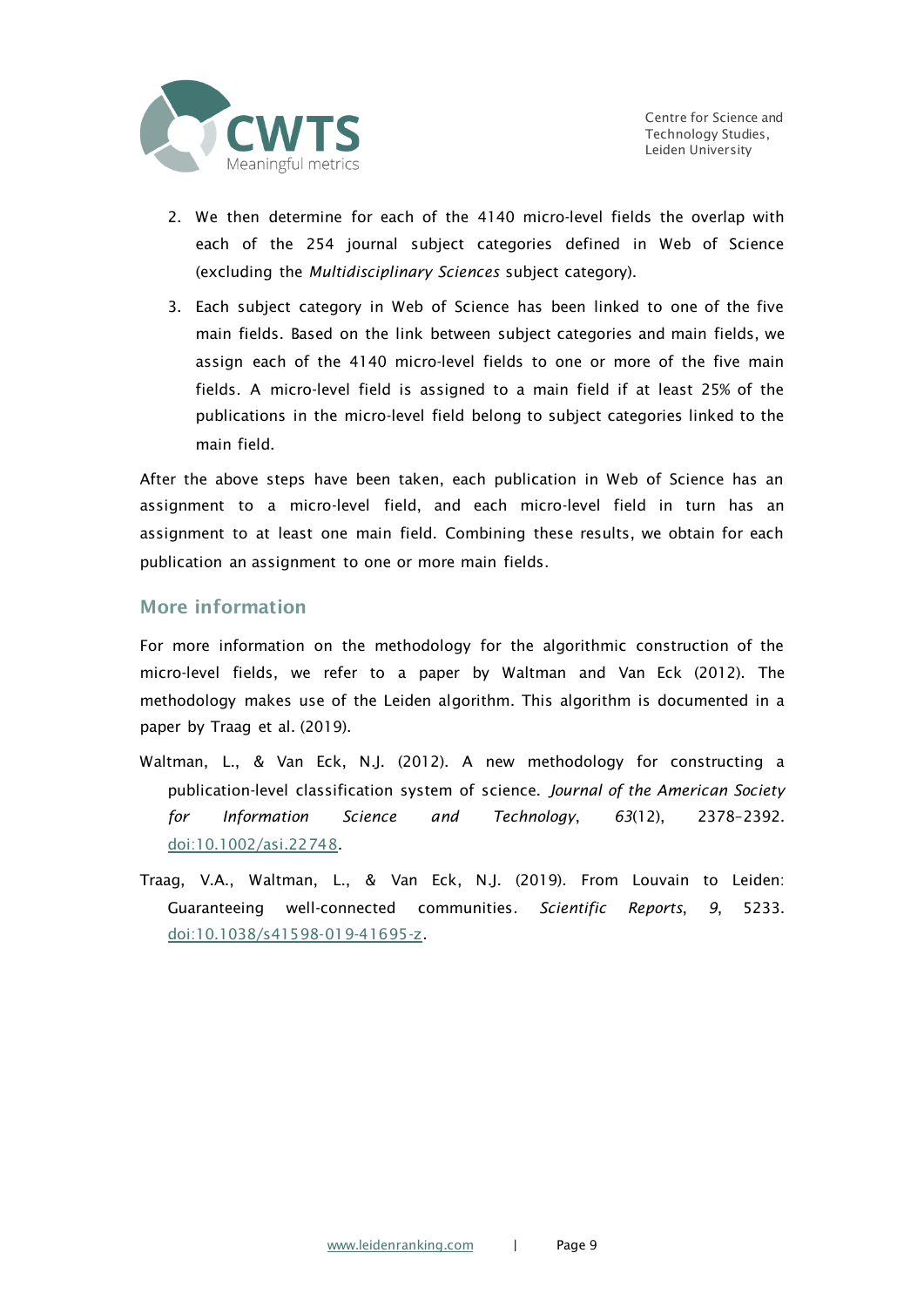2. We then determine for each of the 4140 micro-level fields the overlap with each of the 254 journal subject categories defined in Web of Science (excluding the *Multidisciplinary Sciences* subject category).
3. Each subject category in Web of Science has been linked to one of the five main fields. Based on the link between subject categories and main fields, we assign each of the 4140 micro-level fields to one or more of the five main fields. A micro-level field is assigned to a main field if at least 25% of the publications in the micro-level field belong to subject categories linked to the main field.

After the above steps have been taken, each publication in Web of Science has an assignment to a micro-level field, and each micro-level field in turn has an assignment to at least one main field. Combining these results, we obtain for each publication an assignment to one or more main fields.

## More information

For more information on the methodology for the algorithmic construction of the micro-level fields, we refer to a paper by Waltman and Van Eck (2012). The methodology makes use of the Leiden algorithm. This algorithm is documented in a paper by Traag et al. (2019).

Waltman, L., & Van Eck, N.J. (2012). A new methodology for constructing a publication-level classification system of science. *Journal of the American Society for Information Science and Technology*, *63*(12), 2378–2392. doi:10.1002/asi.22748.

Traag, V.A., Waltman, L., & Van Eck, N.J. (2019). From Louvain to Leiden: Guaranteeing well-connected communities. *Scientific Reports*, *9*, 5233. doi:10.1038/s41598-019-41695-z.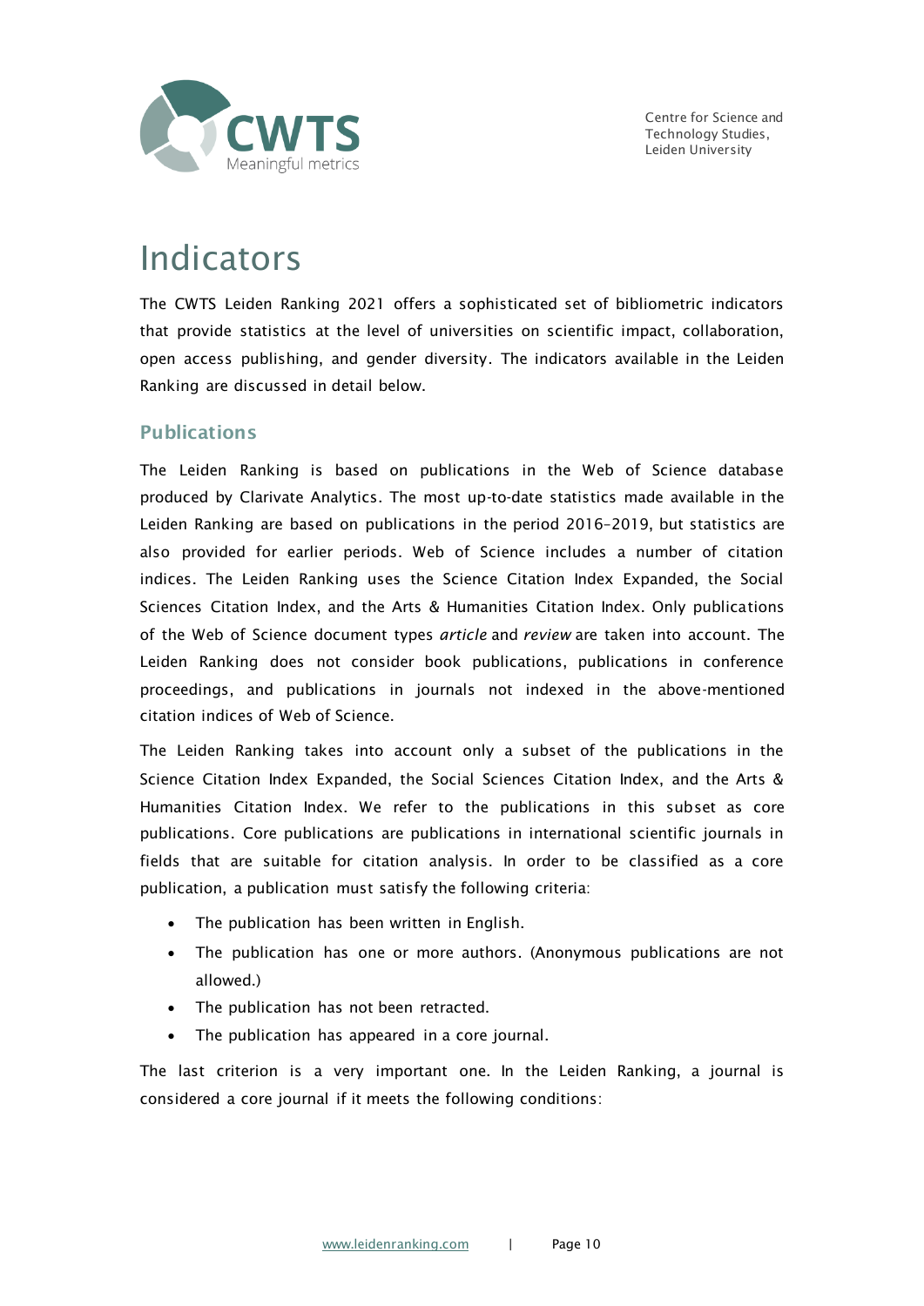# Indicators

The CWTS Leiden Ranking 2021 offers a sophisticated set of bibliometric indicators that provide statistics at the level of universities on scientific impact, collaboration, open access publishing, and gender diversity. The indicators available in the Leiden Ranking are discussed in detail below.

## Publications

The Leiden Ranking is based on publications in the Web of Science database produced by Clarivate Analytics. The most up-to-date statistics made available in the Leiden Ranking are based on publications in the period 2016–2019, but statistics are also provided for earlier periods. Web of Science includes a number of citation indices. The Leiden Ranking uses the Science Citation Index Expanded, the Social Sciences Citation Index, and the Arts & Humanities Citation Index. Only publications of the Web of Science document types *article* and *review* are taken into account. The Leiden Ranking does not consider book publications, publications in conference proceedings, and publications in journals not indexed in the above-mentioned citation indices of Web of Science.

The Leiden Ranking takes into account only a subset of the publications in the Science Citation Index Expanded, the Social Sciences Citation Index, and the Arts & Humanities Citation Index. We refer to the publications in this subset as core publications. Core publications are publications in international scientific journals in fields that are suitable for citation analysis. In order to be classified as a core publication, a publication must satisfy the following criteria:

- The publication has been written in English.
- The publication has one or more authors. (Anonymous publications are not allowed.)
- The publication has not been retracted.
- The publication has appeared in a core journal.

The last criterion is a very important one. In the Leiden Ranking, a journal is considered a core journal if it meets the following conditions: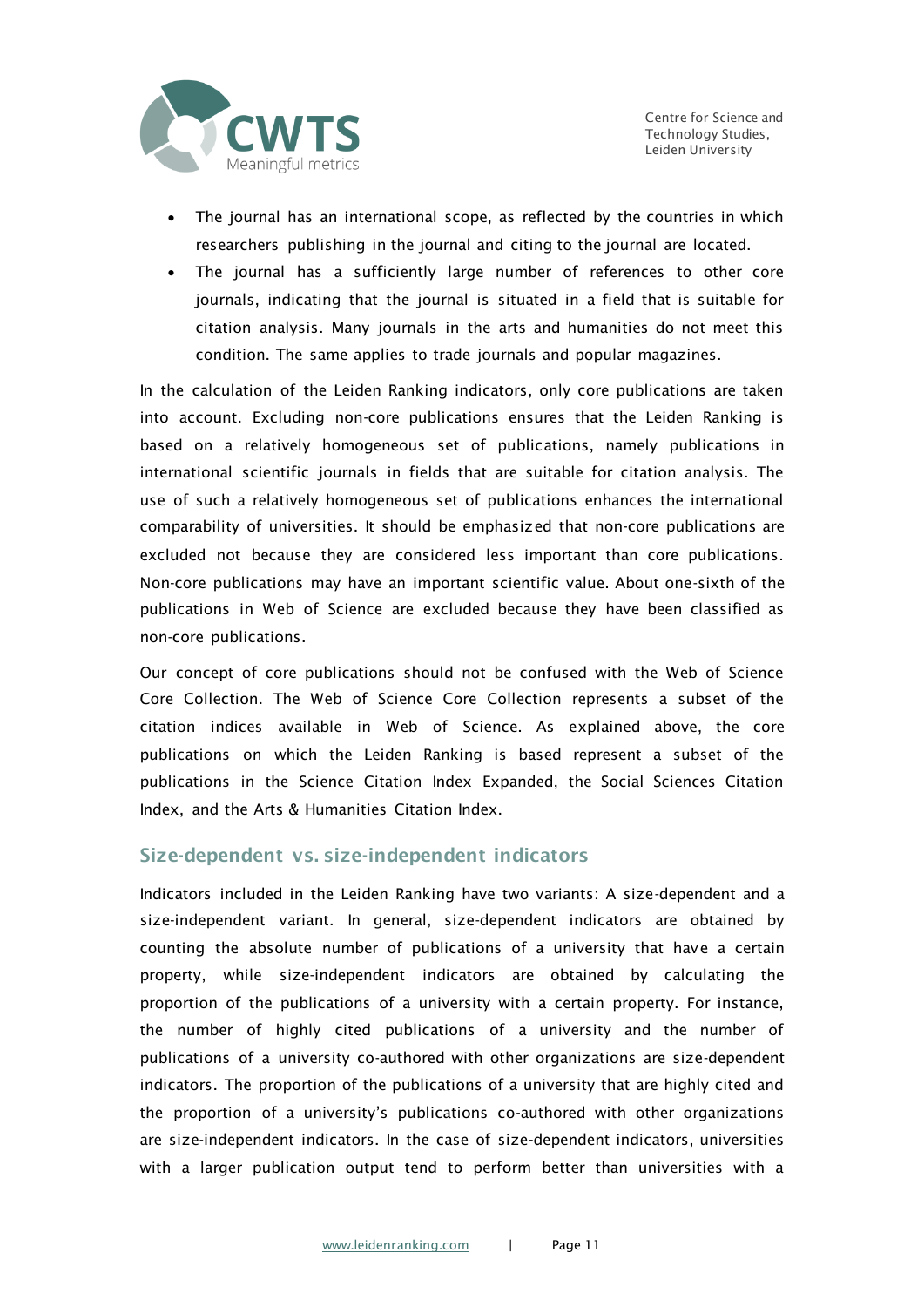- The journal has an international scope, as reflected by the countries in which researchers publishing in the journal and citing to the journal are located.
- The journal has a sufficiently large number of references to other core journals, indicating that the journal is situated in a field that is suitable for citation analysis. Many journals in the arts and humanities do not meet this condition. The same applies to trade journals and popular magazines.

In the calculation of the Leiden Ranking indicators, only core publications are taken into account. Excluding non-core publications ensures that the Leiden Ranking is based on a relatively homogeneous set of publications, namely publications in international scientific journals in fields that are suitable for citation analysis. The use of such a relatively homogeneous set of publications enhances the international comparability of universities. It should be emphasized that non-core publications are excluded not because they are considered less important than core publications. Non-core publications may have an important scientific value. About one-sixth of the publications in Web of Science are excluded because they have been classified as non-core publications.

Our concept of core publications should not be confused with the Web of Science Core Collection. The Web of Science Core Collection represents a subset of the citation indices available in Web of Science. As explained above, the core publications on which the Leiden Ranking is based represent a subset of the publications in the Science Citation Index Expanded, the Social Sciences Citation Index, and the Arts & Humanities Citation Index.

## Size-dependent vs. size-independent indicators

Indicators included in the Leiden Ranking have two variants: A size-dependent and a size-independent variant. In general, size-dependent indicators are obtained by counting the absolute number of publications of a university that have a certain property, while size-independent indicators are obtained by calculating the proportion of the publications of a university with a certain property. For instance, the number of highly cited publications of a university and the number of publications of a university co-authored with other organizations are size-dependent indicators. The proportion of the publications of a university that are highly cited and the proportion of a university's publications co-authored with other organizations are size-independent indicators. In the case of size-dependent indicators, universities with a larger publication output tend to perform better than universities with a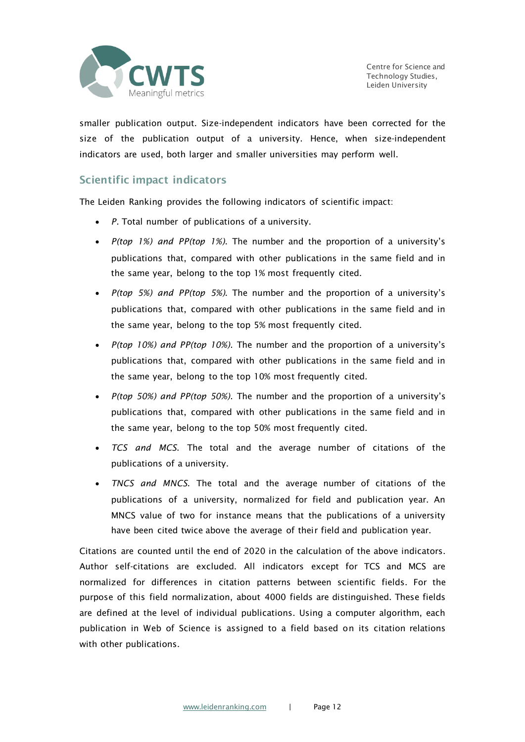smaller publication output. Size-independent indicators have been corrected for the size of the publication output of a university. Hence, when size-independent indicators are used, both larger and smaller universities may perform well.

## Scientific impact indicators

The Leiden Ranking provides the following indicators of scientific impact:

- *P*. Total number of publications of a university.
- *P(top 1%) and PP(top 1%)*. The number and the proportion of a university's publications that, compared with other publications in the same field and in the same year, belong to the top 1% most frequently cited.
- *P(top 5%) and PP(top 5%)*. The number and the proportion of a university's publications that, compared with other publications in the same field and in the same year, belong to the top 5% most frequently cited.
- *P(top 10%) and PP(top 10%)*. The number and the proportion of a university's publications that, compared with other publications in the same field and in the same year, belong to the top 10% most frequently cited.
- *P(top 50%) and PP(top 50%)*. The number and the proportion of a university's publications that, compared with other publications in the same field and in the same year, belong to the top 50% most frequently cited.
- *TCS and MCS*. The total and the average number of citations of the publications of a university.
- *TNCS and MNCS*. The total and the average number of citations of the publications of a university, normalized for field and publication year. An MNCS value of two for instance means that the publications of a university have been cited twice above the average of their field and publication year.

Citations are counted until the end of 2020 in the calculation of the above indicators. Author self-citations are excluded. All indicators except for TCS and MCS are normalized for differences in citation patterns between scientific fields. For the purpose of this field normalization, about 4000 fields are distinguished. These fields are defined at the level of individual publications. Using a computer algorithm, each publication in Web of Science is assigned to a field based on its citation relations with other publications.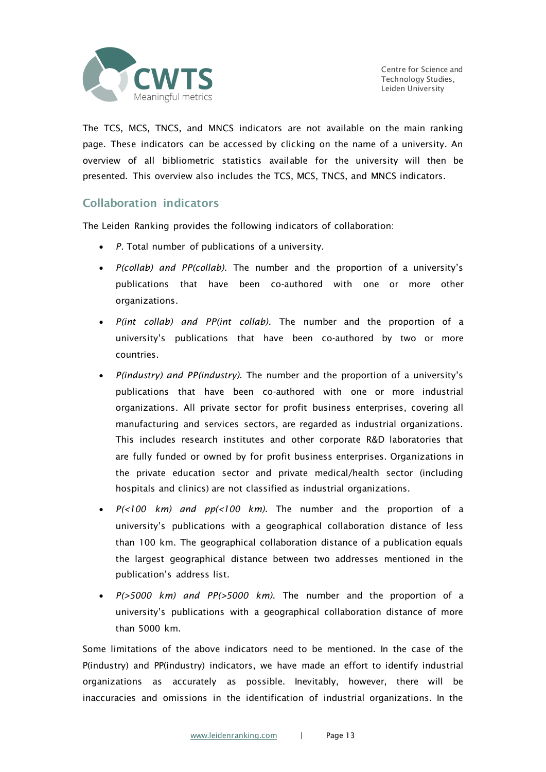The TCS, MCS, TNCS, and MNCS indicators are not available on the main ranking page. These indicators can be accessed by clicking on the name of a university. An overview of all bibliometric statistics available for the university will then be presented. This overview also includes the TCS, MCS, TNCS, and MNCS indicators.

## Collaboration indicators

The Leiden Ranking provides the following indicators of collaboration:

- *P*. Total number of publications of a university.
- *P(collab) and PP(collab)*. The number and the proportion of a university's publications that have been co-authored with one or more other organizations.
- *P(int collab) and PP(int collab)*. The number and the proportion of a university's publications that have been co-authored by two or more countries.
- *P(industry) and PP(industry)*. The number and the proportion of a university's publications that have been co-authored with one or more industrial organizations. All private sector for profit business enterprises, covering all manufacturing and services sectors, are regarded as industrial organizations. This includes research institutes and other corporate R&D laboratories that are fully funded or owned by for profit business enterprises. Organizations in the private education sector and private medical/health sector (including hospitals and clinics) are not classified as industrial organizations.
- *P(<100 km) and pp(<100 km)*. The number and the proportion of a university's publications with a geographical collaboration distance of less than 100 km. The geographical collaboration distance of a publication equals the largest geographical distance between two addresses mentioned in the publication's address list.
- *P(>5000 km) and PP(>5000 km)*. The number and the proportion of a university's publications with a geographical collaboration distance of more than 5000 km.

Some limitations of the above indicators need to be mentioned. In the case of the P(industry) and PP(industry) indicators, we have made an effort to identify industrial organizations as accurately as possible. Inevitably, however, there will be inaccuracies and omissions in the identification of industrial organizations. In the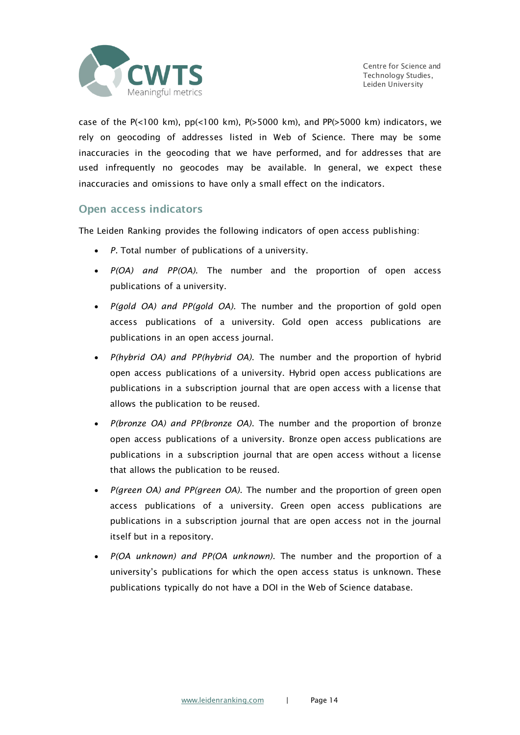case of the P(<100 km), pp(<100 km), P(>5000 km), and PP(>5000 km) indicators, we rely on geocoding of addresses listed in Web of Science. There may be some inaccuracies in the geocoding that we have performed, and for addresses that are used infrequently no geocodes may be available. In general, we expect these inaccuracies and omissions to have only a small effect on the indicators.

## Open access indicators

The Leiden Ranking provides the following indicators of open access publishing:

- *P*. Total number of publications of a university.
- *P(OA) and PP(OA)*. The number and the proportion of open access publications of a university.
- *P(gold OA) and PP(gold OA)*. The number and the proportion of gold open access publications of a university. Gold open access publications are publications in an open access journal.
- *P(hybrid OA) and PP(hybrid OA)*. The number and the proportion of hybrid open access publications of a university. Hybrid open access publications are publications in a subscription journal that are open access with a license that allows the publication to be reused.
- *P(bronze OA) and PP(bronze OA)*. The number and the proportion of bronze open access publications of a university. Bronze open access publications are publications in a subscription journal that are open access without a license that allows the publication to be reused.
- *P(green OA) and PP(green OA)*. The number and the proportion of green open access publications of a university. Green open access publications are publications in a subscription journal that are open access not in the journal itself but in a repository.
- *P(OA unknown) and PP(OA unknown)*. The number and the proportion of a university's publications for which the open access status is unknown. These publications typically do not have a DOI in the Web of Science database.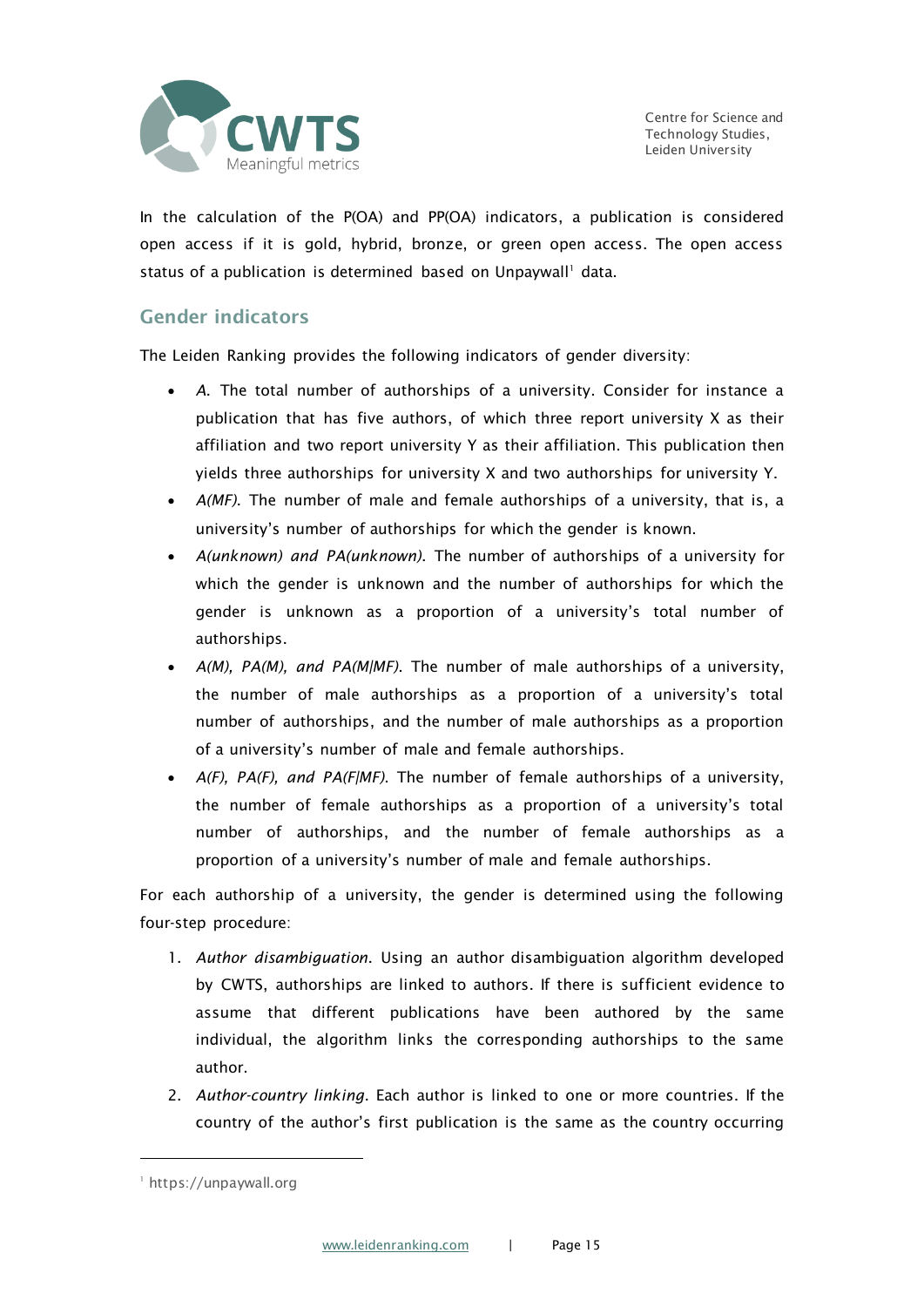In the calculation of the P(OA) and PP(OA) indicators, a publication is considered open access if it is gold, hybrid, bronze, or green open access. The open access status of a publication is determined based on Unpaywall[1] data.

## Gender indicators

The Leiden Ranking provides the following indicators of gender diversity:

- *A*. The total number of authorships of a university. Consider for instance a publication that has five authors, of which three report university X as their affiliation and two report university Y as their affiliation. This publication then yields three authorships for university X and two authorships for university Y.
- *A(MF)*. The number of male and female authorships of a university, that is, a university's number of authorships for which the gender is known.
- *A(unknown) and PA(unknown)*. The number of authorships of a university for which the gender is unknown and the number of authorships for which the gender is unknown as a proportion of a university's total number of authorships.
- *A(M), PA(M), and PA(M|MF)*. The number of male authorships of a university, the number of male authorships as a proportion of a university's total number of authorships, and the number of male authorships as a proportion of a university's number of male and female authorships.
- *A(F), PA(F), and PA(F|MF)*. The number of female authorships of a university, the number of female authorships as a proportion of a university's total number of authorships, and the number of female authorships as a proportion of a university's number of male and female authorships.

For each authorship of a university, the gender is determined using the following four-step procedure:

1. *Author disambiguation*. Using an author disambiguation algorithm developed by CWTS, authorships are linked to authors. If there is sufficient evidence to assume that different publications have been authored by the same individual, the algorithm links the corresponding authorships to the same author.
2. *Author-country linking*. Each author is linked to one or more countries. If the country of the author's first publication is the same as the country occurring

[1] https://unpaywall.org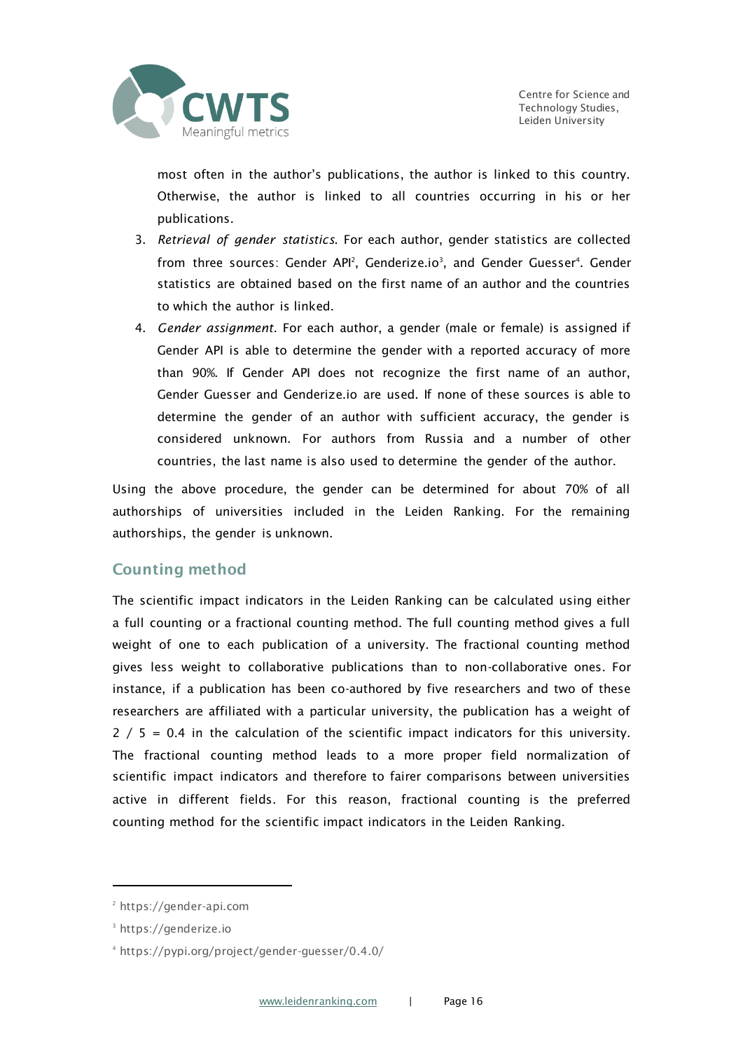most often in the author's publications, the author is linked to this country. Otherwise, the author is linked to all countries occurring in his or her publications.

3. *Retrieval of gender statistics*. For each author, gender statistics are collected from three sources: Gender API[2], Genderize.io[3], and Gender Guesser[4]. Gender statistics are obtained based on the first name of an author and the countries to which the author is linked.
4. *Gender assignment*. For each author, a gender (male or female) is assigned if Gender API is able to determine the gender with a reported accuracy of more than 90%. If Gender API does not recognize the first name of an author, Gender Guesser and Genderize.io are used. If none of these sources is able to determine the gender of an author with sufficient accuracy, the gender is considered unknown. For authors from Russia and a number of other countries, the last name is also used to determine the gender of the author.

Using the above procedure, the gender can be determined for about 70% of all authorships of universities included in the Leiden Ranking. For the remaining authorships, the gender is unknown.

## Counting method

The scientific impact indicators in the Leiden Ranking can be calculated using either a full counting or a fractional counting method. The full counting method gives a full weight of one to each publication of a university. The fractional counting method gives less weight to collaborative publications than to non-collaborative ones. For instance, if a publication has been co-authored by five researchers and two of these researchers are affiliated with a particular university, the publication has a weight of $2 / 5 = 0.4$ in the calculation of the scientific impact indicators for this university. The fractional counting method leads to a more proper field normalization of scientific impact indicators and therefore to fairer comparisons between universities active in different fields. For this reason, fractional counting is the preferred counting method for the scientific impact indicators in the Leiden Ranking.

---

[2] https://gender-api.com

[3] https://genderize.io

[4] https://pypi.org/project/gender-guesser/0.4.0/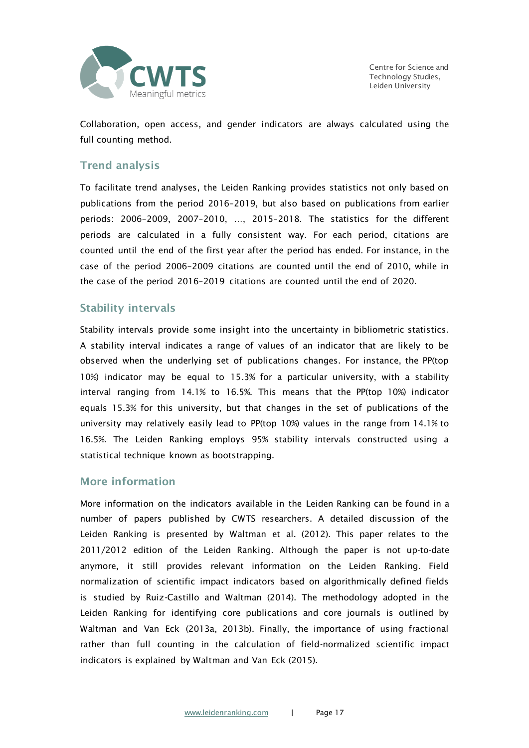Collaboration, open access, and gender indicators are always calculated using the full counting method.

## Trend analysis

To facilitate trend analyses, the Leiden Ranking provides statistics not only based on publications from the period 2016–2019, but also based on publications from earlier periods: 2006–2009, 2007–2010, …, 2015–2018. The statistics for the different periods are calculated in a fully consistent way. For each period, citations are counted until the end of the first year after the period has ended. For instance, in the case of the period 2006–2009 citations are counted until the end of 2010, while in the case of the period 2016–2019 citations are counted until the end of 2020.

## Stability intervals

Stability intervals provide some insight into the uncertainty in bibliometric statistics. A stability interval indicates a range of values of an indicator that are likely to be observed when the underlying set of publications changes. For instance, the PP(top 10%) indicator may be equal to 15.3% for a particular university, with a stability interval ranging from 14.1% to 16.5%. This means that the PP(top 10%) indicator equals 15.3% for this university, but that changes in the set of publications of the university may relatively easily lead to PP(top 10%) values in the range from 14.1% to 16.5%. The Leiden Ranking employs 95% stability intervals constructed using a statistical technique known as bootstrapping.

## More information

More information on the indicators available in the Leiden Ranking can be found in a number of papers published by CWTS researchers. A detailed discussion of the Leiden Ranking is presented by Waltman et al. (2012). This paper relates to the 2011/2012 edition of the Leiden Ranking. Although the paper is not up-to-date anymore, it still provides relevant information on the Leiden Ranking. Field normalization of scientific impact indicators based on algorithmically defined fields is studied by Ruiz-Castillo and Waltman (2014). The methodology adopted in the Leiden Ranking for identifying core publications and core journals is outlined by Waltman and Van Eck (2013a, 2013b). Finally, the importance of using fractional rather than full counting in the calculation of field-normalized scientific impact indicators is explained by Waltman and Van Eck (2015).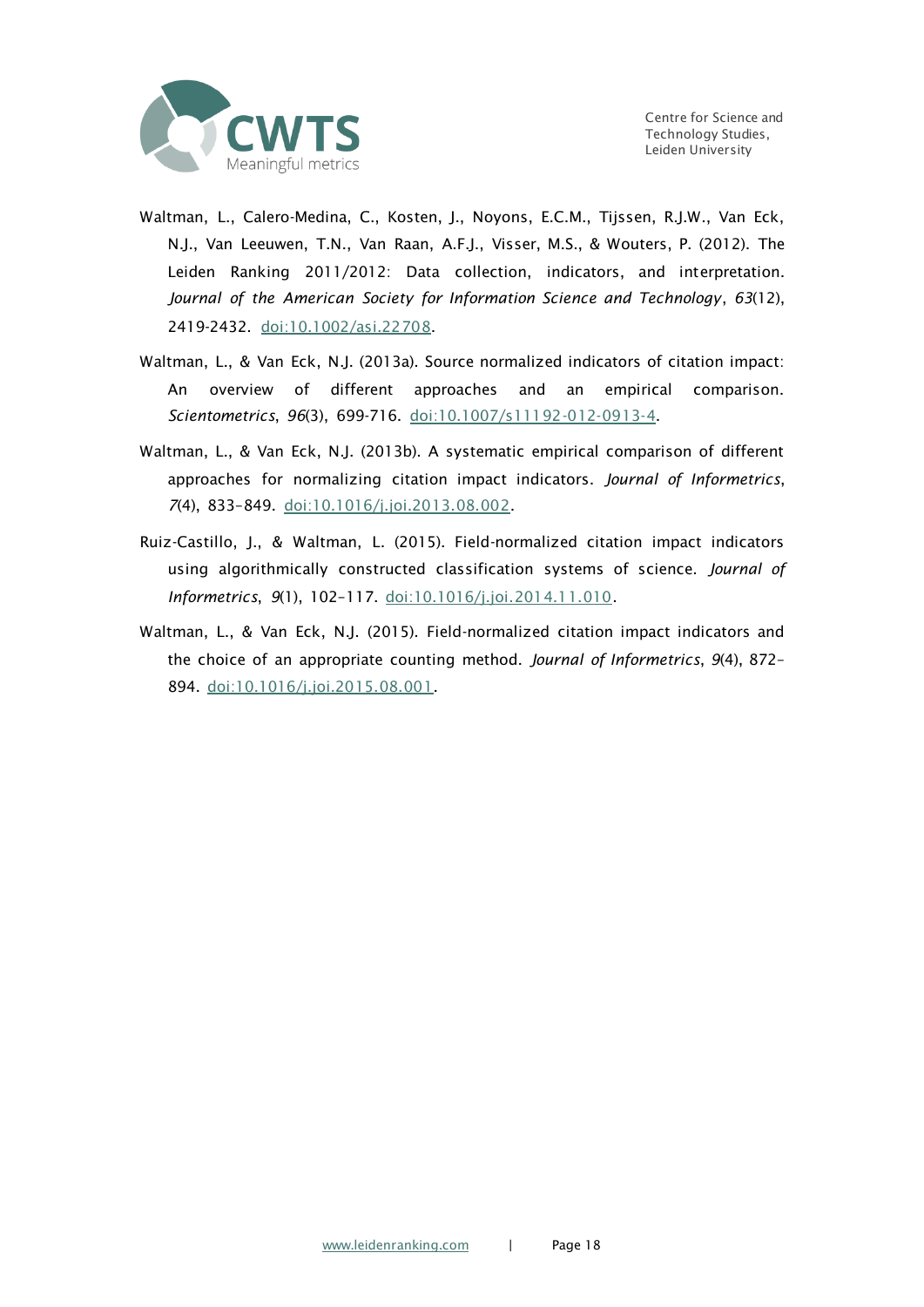Waltman, L., Calero-Medina, C., Kosten, J., Noyons, E.C.M., Tijssen, R.J.W., Van Eck, N.J., Van Leeuwen, T.N., Van Raan, A.F.J., Visser, M.S., & Wouters, P. (2012). The Leiden Ranking 2011/2012: Data collection, indicators, and interpretation. *Journal of the American Society for Information Science and Technology*, *63*(12), 2419-2432. [doi:10.1002/asi.22708](https://doi.org/10.1002/asi.22708).

Waltman, L., & Van Eck, N.J. (2013a). Source normalized indicators of citation impact: An overview of different approaches and an empirical comparison. *Scientometrics*, *96*(3), 699-716. [doi:10.1007/s11192-012-0913-4](https://doi.org/10.1007/s11192-012-0913-4).

Waltman, L., & Van Eck, N.J. (2013b). A systematic empirical comparison of different approaches for normalizing citation impact indicators. *Journal of Informetrics*, *7*(4), 833–849. [doi:10.1016/j.joi.2013.08.002](https://doi.org/10.1016/j.joi.2013.08.002).

Ruiz-Castillo, J., & Waltman, L. (2015). Field-normalized citation impact indicators using algorithmically constructed classification systems of science. *Journal of Informetrics*, *9*(1), 102–117. [doi:10.1016/j.joi.2014.11.010](https://doi.org/10.1016/j.joi.2014.11.010).

Waltman, L., & Van Eck, N.J. (2015). Field-normalized citation impact indicators and the choice of an appropriate counting method. *Journal of Informetrics*, *9*(4), 872–894. [doi:10.1016/j.joi.2015.08.001](https://doi.org/10.1016/j.joi.2015.08.001).